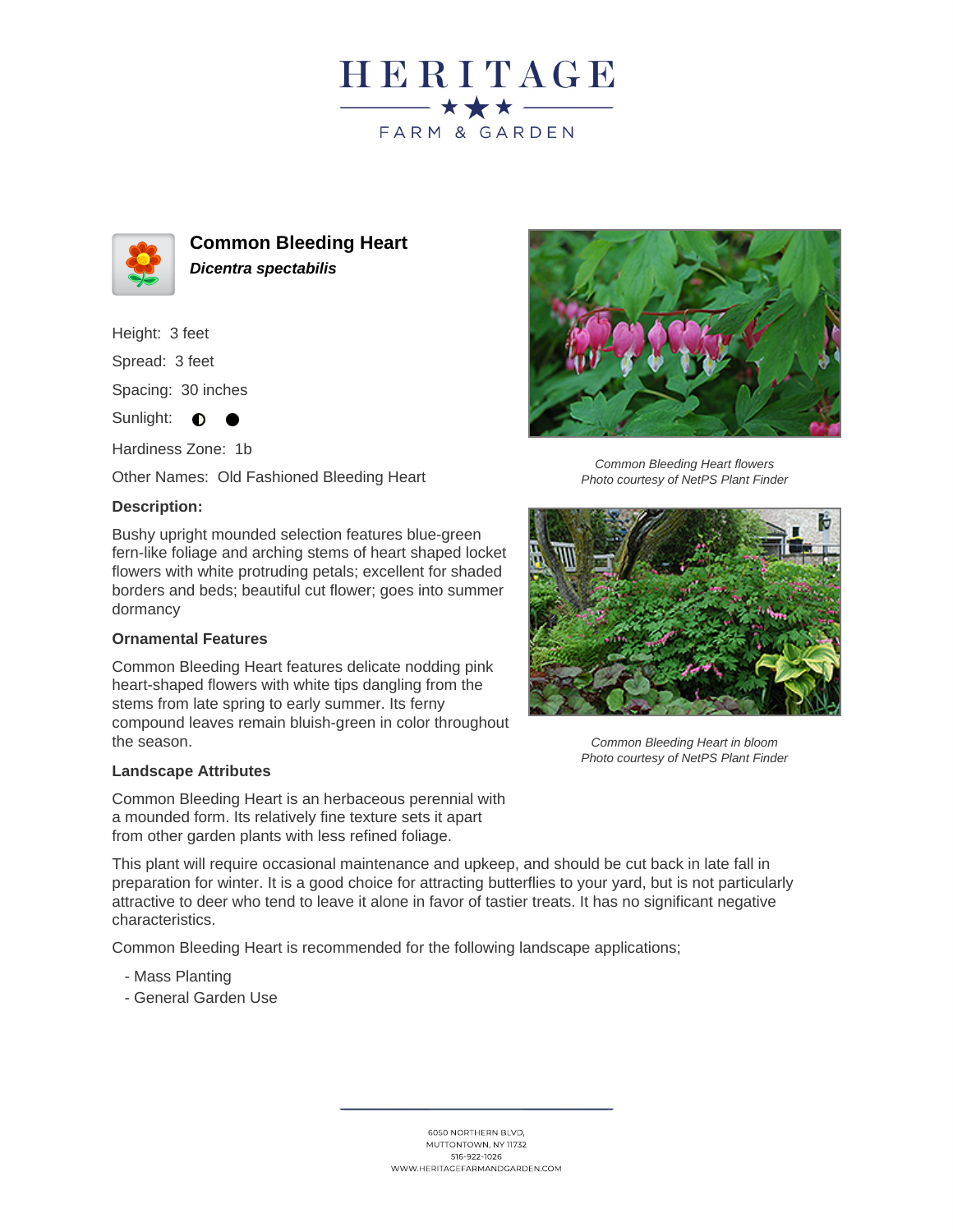# HERITAGE

FARM & GARDEN

## Common Bleeding Heart

***Dicentra spectabilis***

Height: 3 feet

Spread: 3 feet

Spacing: 30 inches

Sunlight: ◐ ●

Hardiness Zone: 1b

Other Names: Old Fashioned Bleeding Heart

**Description:**

Bushy upright mounded selection features blue-green fern-like foliage and arching stems of heart shaped locket flowers with white protruding petals; excellent for shaded borders and beds; beautiful cut flower; goes into summer dormancy

### Ornamental Features

Common Bleeding Heart features delicate nodding pink heart-shaped flowers with white tips dangling from the stems from late spring to early summer. Its ferny compound leaves remain bluish-green in color throughout the season.

### Landscape Attributes

Common Bleeding Heart is an herbaceous perennial with a mounded form. Its relatively fine texture sets it apart from other garden plants with less refined foliage.

This plant will require occasional maintenance and upkeep, and should be cut back in late fall in preparation for winter. It is a good choice for attracting butterflies to your yard, but is not particularly attractive to deer who tend to leave it alone in favor of tastier treats. It has no significant negative characteristics.

Common Bleeding Heart is recommended for the following landscape applications;

- Mass Planting
- General Garden Use

*Common Bleeding Heart flowers*
*Photo courtesy of NetPS Plant Finder*

*Common Bleeding Heart in bloom*
*Photo courtesy of NetPS Plant Finder*

6050 NORTHERN BLVD,
MUTTONTOWN, NY 11732
516-922-1026
WWW.HERITAGEFARMANDGARDEN.COM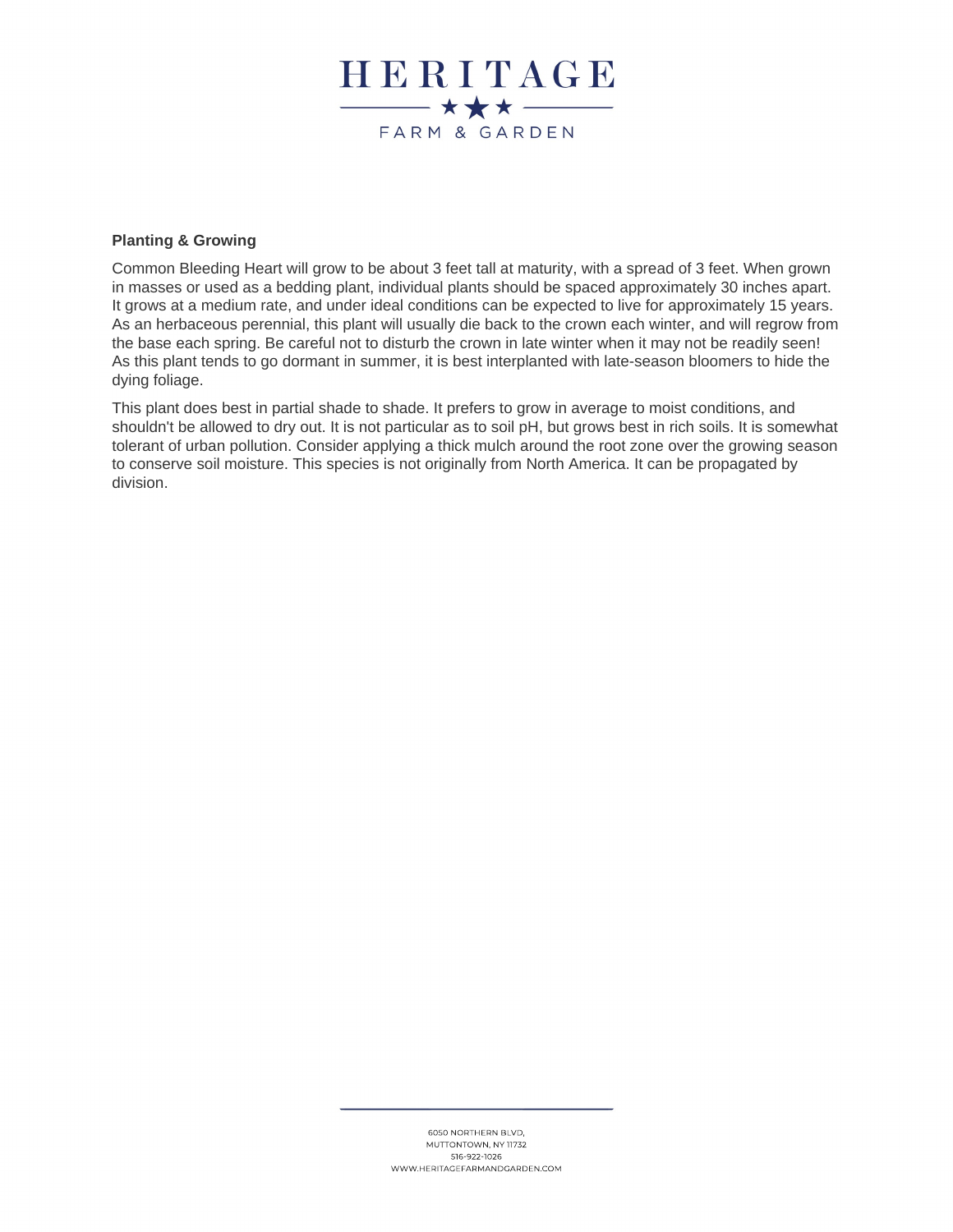**Planting & Growing**

Common Bleeding Heart will grow to be about 3 feet tall at maturity, with a spread of 3 feet. When grown in masses or used as a bedding plant, individual plants should be spaced approximately 30 inches apart. It grows at a medium rate, and under ideal conditions can be expected to live for approximately 15 years. As an herbaceous perennial, this plant will usually die back to the crown each winter, and will regrow from the base each spring. Be careful not to disturb the crown in late winter when it may not be readily seen! As this plant tends to go dormant in summer, it is best interplanted with late-season bloomers to hide the dying foliage.

This plant does best in partial shade to shade. It prefers to grow in average to moist conditions, and shouldn't be allowed to dry out. It is not particular as to soil pH, but grows best in rich soils. It is somewhat tolerant of urban pollution. Consider applying a thick mulch around the root zone over the growing season to conserve soil moisture. This species is not originally from North America. It can be propagated by division.